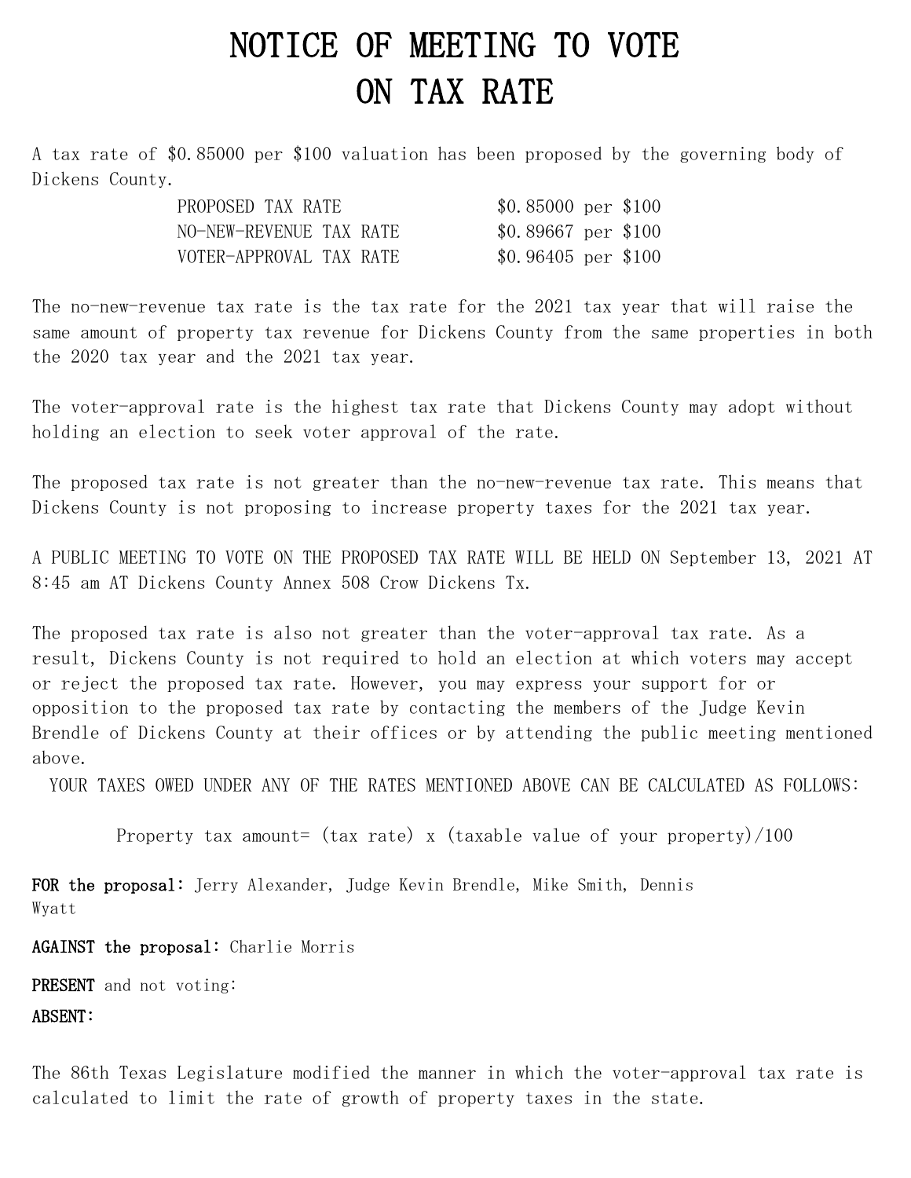# NOTICE OF MEETING TO VOTE ON TAX RATE

A tax rate of $0.85000 per $100 valuation has been proposed by the governing body of Dickens County.

| | |
|---|---|
| PROPOSED TAX RATE | $0.85000 per $100 |
| NO-NEW-REVENUE TAX RATE | $0.89667 per $100 |
| VOTER-APPROVAL TAX RATE | $0.96405 per $100 |

The no-new-revenue tax rate is the tax rate for the 2021 tax year that will raise the same amount of property tax revenue for Dickens County from the same properties in both the 2020 tax year and the 2021 tax year.

The voter-approval rate is the highest tax rate that Dickens County may adopt without holding an election to seek voter approval of the rate.

The proposed tax rate is not greater than the no-new-revenue tax rate. This means that Dickens County is not proposing to increase property taxes for the 2021 tax year.

A PUBLIC MEETING TO VOTE ON THE PROPOSED TAX RATE WILL BE HELD ON September 13, 2021 AT 8:45 am AT Dickens County Annex 508 Crow Dickens Tx.

The proposed tax rate is also not greater than the voter-approval tax rate. As a result, Dickens County is not required to hold an election at which voters may accept or reject the proposed tax rate. However, you may express your support for or opposition to the proposed tax rate by contacting the members of the Judge Kevin Brendle of Dickens County at their offices or by attending the public meeting mentioned above.

YOUR TAXES OWED UNDER ANY OF THE RATES MENTIONED ABOVE CAN BE CALCULATED AS FOLLOWS:

Property tax amount= (tax rate) x (taxable value of your property)/100

**FOR the proposal:** Jerry Alexander, Judge Kevin Brendle, Mike Smith, Dennis Wyatt

**AGAINST the proposal:** Charlie Morris

**PRESENT** and not voting:

**ABSENT:**

The 86th Texas Legislature modified the manner in which the voter-approval tax rate is calculated to limit the rate of growth of property taxes in the state.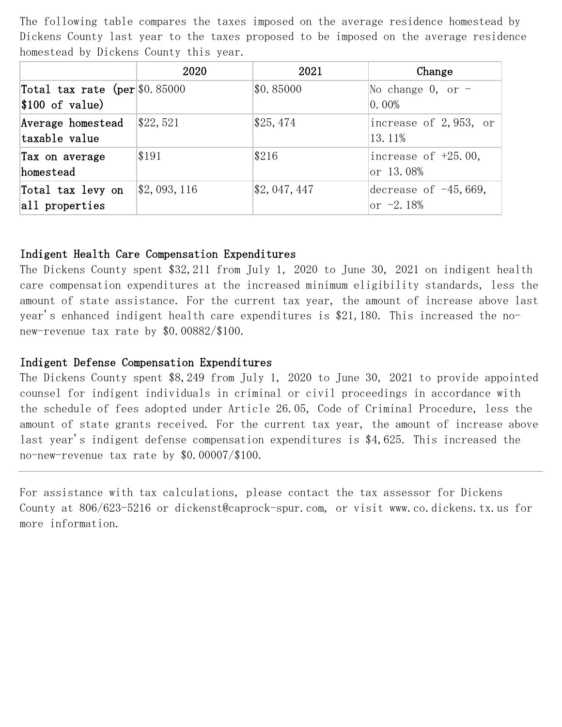The following table compares the taxes imposed on the average residence homestead by Dickens County last year to the taxes proposed to be imposed on the average residence homestead by Dickens County this year.

| | 2020 | 2021 | Change |
|---|---|---|---|
| Total tax rate (per $100 of value) | $0.85000 | $0.85000 | No change 0, or -0.00% |
| Average homestead taxable value | $22,521 | $25,474 | increase of 2,953, or 13.11% |
| Tax on average homestead | $191 | $216 | increase of +25.00, or 13.08% |
| Total tax levy on all properties | $2,093,116 | $2,047,447 | decrease of -45,669, or -2.18% |

### Indigent Health Care Compensation Expenditures

The Dickens County spent $32,211 from July 1, 2020 to June 30, 2021 on indigent health care compensation expenditures at the increased minimum eligibility standards, less the amount of state assistance. For the current tax year, the amount of increase above last year's enhanced indigent health care expenditures is $21,180. This increased the no-new-revenue tax rate by $0.00882/$100.

### Indigent Defense Compensation Expenditures

The Dickens County spent $8,249 from July 1, 2020 to June 30, 2021 to provide appointed counsel for indigent individuals in criminal or civil proceedings in accordance with the schedule of fees adopted under Article 26.05, Code of Criminal Procedure, less the amount of state grants received. For the current tax year, the amount of increase above last year's indigent defense compensation expenditures is $4,625. This increased the no-new-revenue tax rate by $0.00007/$100.

---

For assistance with tax calculations, please contact the tax assessor for Dickens County at 806/623-5216 or dickenst@caprock-spur.com, or visit www.co.dickens.tx.us for more information.